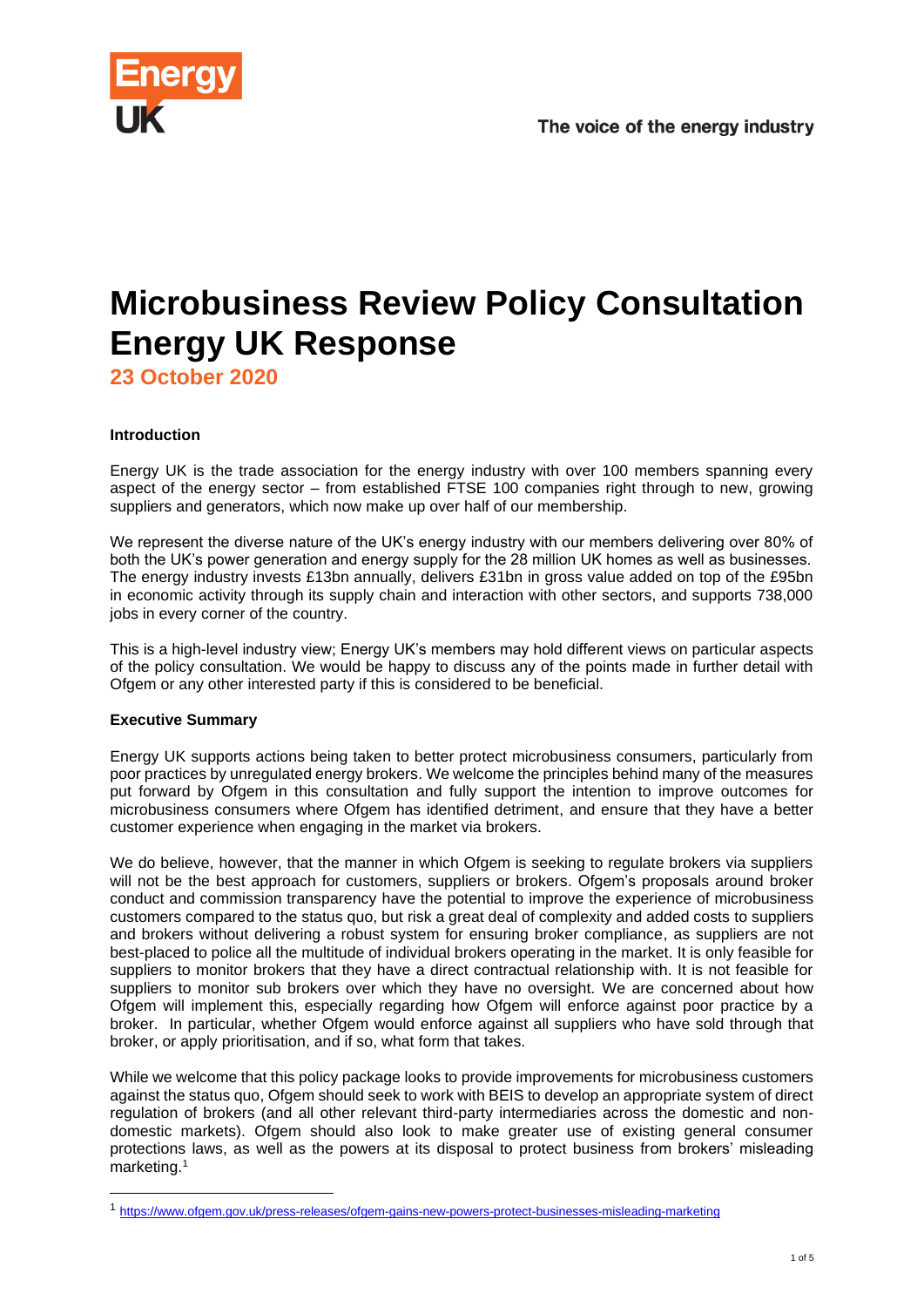# Microbusiness Review Policy Consultation Energy UK Response

**23 October 2020**

**Introduction**

Energy UK is the trade association for the energy industry with over 100 members spanning every aspect of the energy sector – from established FTSE 100 companies right through to new, growing suppliers and generators, which now make up over half of our membership.

We represent the diverse nature of the UK's energy industry with our members delivering over 80% of both the UK's power generation and energy supply for the 28 million UK homes as well as businesses. The energy industry invests £13bn annually, delivers £31bn in gross value added on top of the £95bn in economic activity through its supply chain and interaction with other sectors, and supports 738,000 jobs in every corner of the country.

This is a high-level industry view; Energy UK's members may hold different views on particular aspects of the policy consultation. We would be happy to discuss any of the points made in further detail with Ofgem or any other interested party if this is considered to be beneficial.

**Executive Summary**

Energy UK supports actions being taken to better protect microbusiness consumers, particularly from poor practices by unregulated energy brokers. We welcome the principles behind many of the measures put forward by Ofgem in this consultation and fully support the intention to improve outcomes for microbusiness consumers where Ofgem has identified detriment, and ensure that they have a better customer experience when engaging in the market via brokers.

We do believe, however, that the manner in which Ofgem is seeking to regulate brokers via suppliers will not be the best approach for customers, suppliers or brokers. Ofgem's proposals around broker conduct and commission transparency have the potential to improve the experience of microbusiness customers compared to the status quo, but risk a great deal of complexity and added costs to suppliers and brokers without delivering a robust system for ensuring broker compliance, as suppliers are not best-placed to police all the multitude of individual brokers operating in the market. It is only feasible for suppliers to monitor brokers that they have a direct contractual relationship with. It is not feasible for suppliers to monitor sub brokers over which they have no oversight. We are concerned about how Ofgem will implement this, especially regarding how Ofgem will enforce against poor practice by a broker. In particular, whether Ofgem would enforce against all suppliers who have sold through that broker, or apply prioritisation, and if so, what form that takes.

While we welcome that this policy package looks to provide improvements for microbusiness customers against the status quo, Ofgem should seek to work with BEIS to develop an appropriate system of direct regulation of brokers (and all other relevant third-party intermediaries across the domestic and non-domestic markets). Ofgem should also look to make greater use of existing general consumer protections laws, as well as the powers at its disposal to protect business from brokers' misleading marketing.[1]

---

[1] https://www.ofgem.gov.uk/press-releases/ofgem-gains-new-powers-protect-businesses-misleading-marketing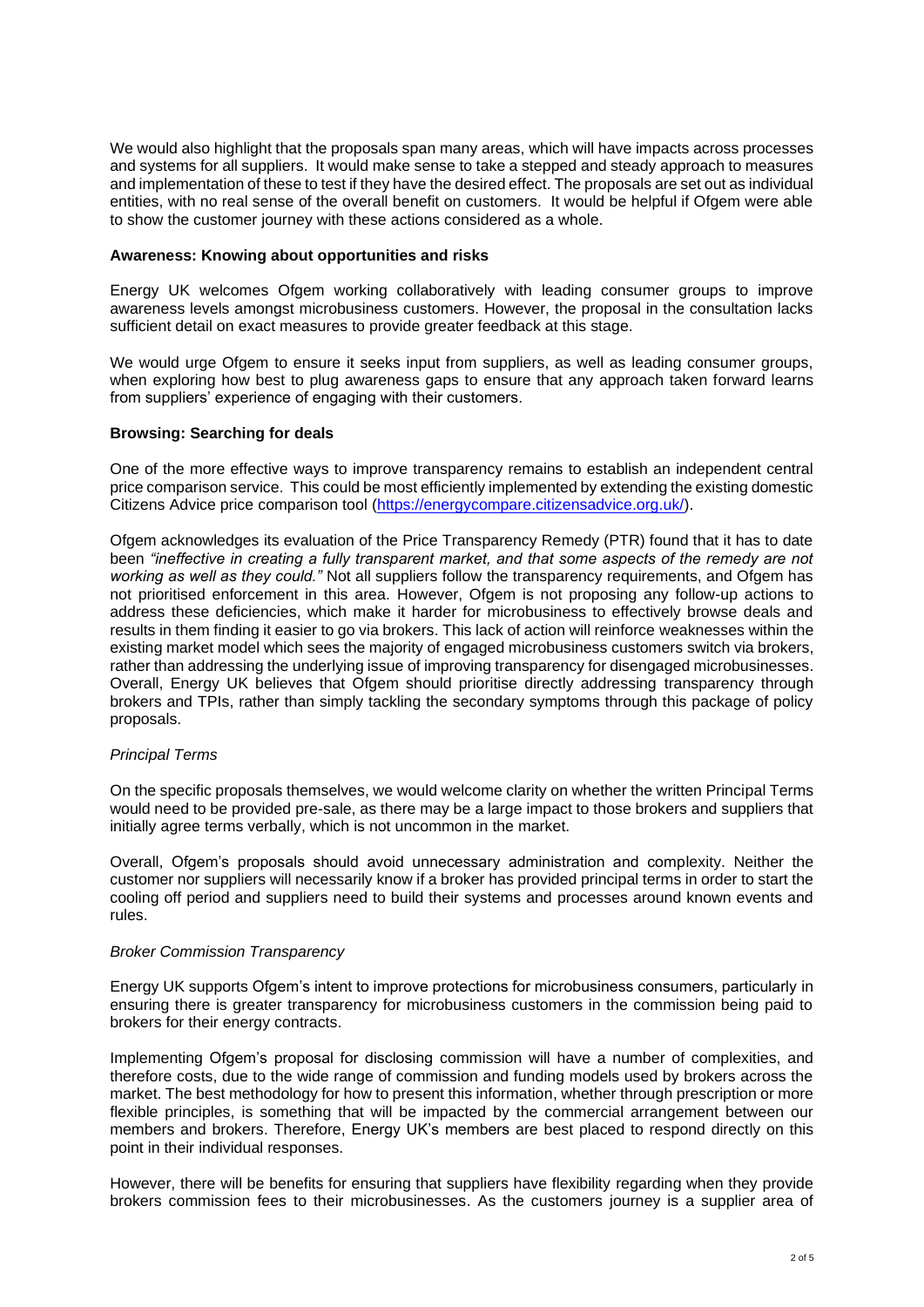We would also highlight that the proposals span many areas, which will have impacts across processes and systems for all suppliers. It would make sense to take a stepped and steady approach to measures and implementation of these to test if they have the desired effect. The proposals are set out as individual entities, with no real sense of the overall benefit on customers. It would be helpful if Ofgem were able to show the customer journey with these actions considered as a whole.

**Awareness: Knowing about opportunities and risks**

Energy UK welcomes Ofgem working collaboratively with leading consumer groups to improve awareness levels amongst microbusiness customers. However, the proposal in the consultation lacks sufficient detail on exact measures to provide greater feedback at this stage.

We would urge Ofgem to ensure it seeks input from suppliers, as well as leading consumer groups, when exploring how best to plug awareness gaps to ensure that any approach taken forward learns from suppliers' experience of engaging with their customers.

**Browsing: Searching for deals**

One of the more effective ways to improve transparency remains to establish an independent central price comparison service. This could be most efficiently implemented by extending the existing domestic Citizens Advice price comparison tool (https://energycompare.citizensadvice.org.uk/).

Ofgem acknowledges its evaluation of the Price Transparency Remedy (PTR) found that it has to date been *"ineffective in creating a fully transparent market, and that some aspects of the remedy are not working as well as they could."* Not all suppliers follow the transparency requirements, and Ofgem has not prioritised enforcement in this area. However, Ofgem is not proposing any follow-up actions to address these deficiencies, which make it harder for microbusiness to effectively browse deals and results in them finding it easier to go via brokers. This lack of action will reinforce weaknesses within the existing market model which sees the majority of engaged microbusiness customers switch via brokers, rather than addressing the underlying issue of improving transparency for disengaged microbusinesses. Overall, Energy UK believes that Ofgem should prioritise directly addressing transparency through brokers and TPIs, rather than simply tackling the secondary symptoms through this package of policy proposals.

*Principal Terms*

On the specific proposals themselves, we would welcome clarity on whether the written Principal Terms would need to be provided pre-sale, as there may be a large impact to those brokers and suppliers that initially agree terms verbally, which is not uncommon in the market.

Overall, Ofgem's proposals should avoid unnecessary administration and complexity. Neither the customer nor suppliers will necessarily know if a broker has provided principal terms in order to start the cooling off period and suppliers need to build their systems and processes around known events and rules.

*Broker Commission Transparency*

Energy UK supports Ofgem's intent to improve protections for microbusiness consumers, particularly in ensuring there is greater transparency for microbusiness customers in the commission being paid to brokers for their energy contracts.

Implementing Ofgem's proposal for disclosing commission will have a number of complexities, and therefore costs, due to the wide range of commission and funding models used by brokers across the market. The best methodology for how to present this information, whether through prescription or more flexible principles, is something that will be impacted by the commercial arrangement between our members and brokers. Therefore, Energy UK's members are best placed to respond directly on this point in their individual responses.

However, there will be benefits for ensuring that suppliers have flexibility regarding when they provide brokers commission fees to their microbusinesses. As the customers journey is a supplier area of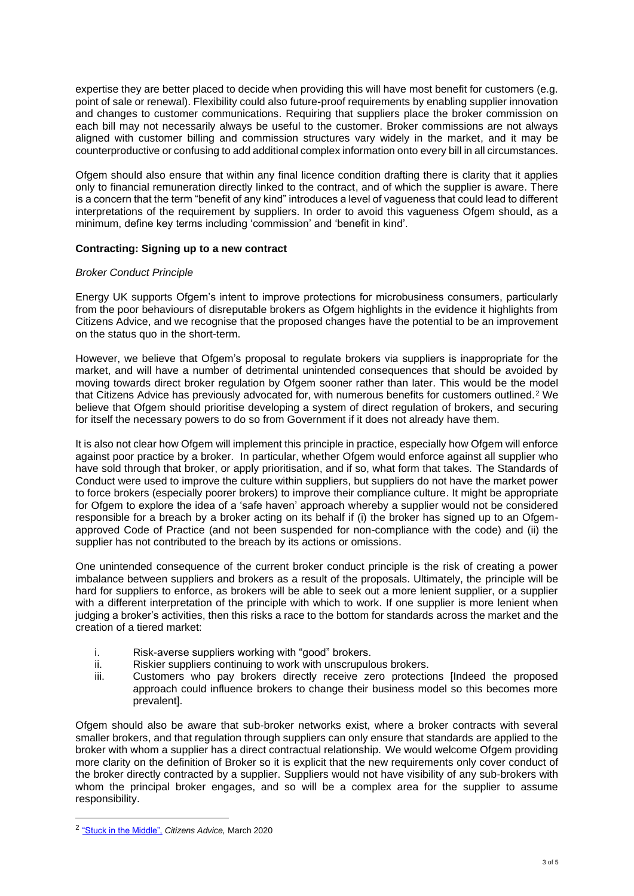expertise they are better placed to decide when providing this will have most benefit for customers (e.g. point of sale or renewal). Flexibility could also future-proof requirements by enabling supplier innovation and changes to customer communications. Requiring that suppliers place the broker commission on each bill may not necessarily always be useful to the customer. Broker commissions are not always aligned with customer billing and commission structures vary widely in the market, and it may be counterproductive or confusing to add additional complex information onto every bill in all circumstances.

Ofgem should also ensure that within any final licence condition drafting there is clarity that it applies only to financial remuneration directly linked to the contract, and of which the supplier is aware. There is a concern that the term "benefit of any kind" introduces a level of vagueness that could lead to different interpretations of the requirement by suppliers. In order to avoid this vagueness Ofgem should, as a minimum, define key terms including 'commission' and 'benefit in kind'.

### Contracting: Signing up to a new contract

*Broker Conduct Principle*

Energy UK supports Ofgem's intent to improve protections for microbusiness consumers, particularly from the poor behaviours of disreputable brokers as Ofgem highlights in the evidence it highlights from Citizens Advice, and we recognise that the proposed changes have the potential to be an improvement on the status quo in the short-term.

However, we believe that Ofgem's proposal to regulate brokers via suppliers is inappropriate for the market, and will have a number of detrimental unintended consequences that should be avoided by moving towards direct broker regulation by Ofgem sooner rather than later. This would be the model that Citizens Advice has previously advocated for, with numerous benefits for customers outlined.[2] We believe that Ofgem should prioritise developing a system of direct regulation of brokers, and securing for itself the necessary powers to do so from Government if it does not already have them.

It is also not clear how Ofgem will implement this principle in practice, especially how Ofgem will enforce against poor practice by a broker. In particular, whether Ofgem would enforce against all supplier who have sold through that broker, or apply prioritisation, and if so, what form that takes. The Standards of Conduct were used to improve the culture within suppliers, but suppliers do not have the market power to force brokers (especially poorer brokers) to improve their compliance culture. It might be appropriate for Ofgem to explore the idea of a 'safe haven' approach whereby a supplier would not be considered responsible for a breach by a broker acting on its behalf if (i) the broker has signed up to an Ofgem-approved Code of Practice (and not been suspended for non-compliance with the code) and (ii) the supplier has not contributed to the breach by its actions or omissions.

One unintended consequence of the current broker conduct principle is the risk of creating a power imbalance between suppliers and brokers as a result of the proposals. Ultimately, the principle will be hard for suppliers to enforce, as brokers will be able to seek out a more lenient supplier, or a supplier with a different interpretation of the principle with which to work. If one supplier is more lenient when judging a broker's activities, then this risks a race to the bottom for standards across the market and the creation of a tiered market:

i. Risk-averse suppliers working with "good" brokers.
ii. Riskier suppliers continuing to work with unscrupulous brokers.
iii. Customers who pay brokers directly receive zero protections [Indeed the proposed approach could influence brokers to change their business model so this becomes more prevalent].

Ofgem should also be aware that sub-broker networks exist, where a broker contracts with several smaller brokers, and that regulation through suppliers can only ensure that standards are applied to the broker with whom a supplier has a direct contractual relationship. We would welcome Ofgem providing more clarity on the definition of Broker so it is explicit that the new requirements only cover conduct of the broker directly contracted by a supplier. Suppliers would not have visibility of any sub-brokers with whom the principal broker engages, and so will be a complex area for the supplier to assume responsibility.

---

[2] "Stuck in the Middle", *Citizens Advice,* March 2020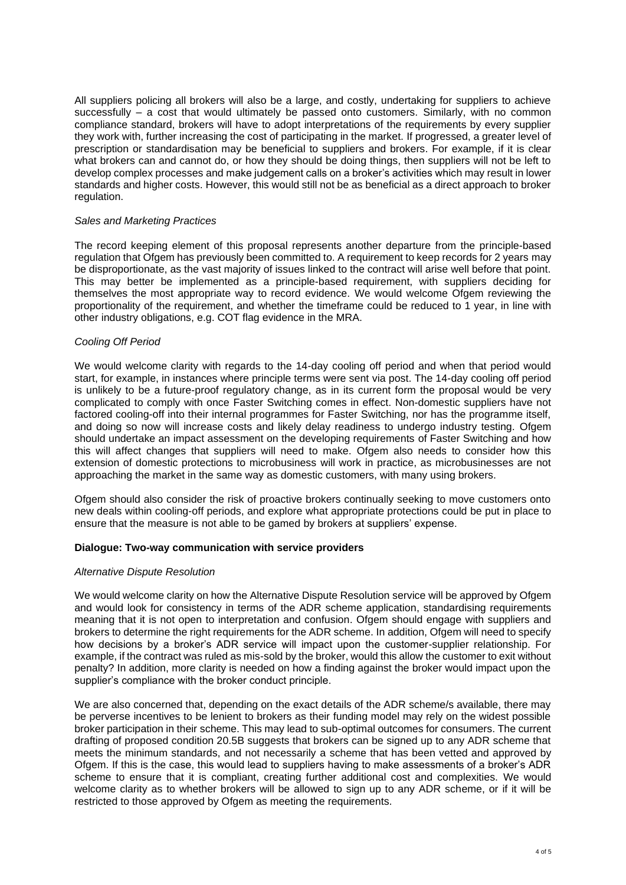All suppliers policing all brokers will also be a large, and costly, undertaking for suppliers to achieve successfully – a cost that would ultimately be passed onto customers. Similarly, with no common compliance standard, brokers will have to adopt interpretations of the requirements by every supplier they work with, further increasing the cost of participating in the market. If progressed, a greater level of prescription or standardisation may be beneficial to suppliers and brokers. For example, if it is clear what brokers can and cannot do, or how they should be doing things, then suppliers will not be left to develop complex processes and make judgement calls on a broker's activities which may result in lower standards and higher costs. However, this would still not be as beneficial as a direct approach to broker regulation.

*Sales and Marketing Practices*

The record keeping element of this proposal represents another departure from the principle-based regulation that Ofgem has previously been committed to. A requirement to keep records for 2 years may be disproportionate, as the vast majority of issues linked to the contract will arise well before that point. This may better be implemented as a principle-based requirement, with suppliers deciding for themselves the most appropriate way to record evidence. We would welcome Ofgem reviewing the proportionality of the requirement, and whether the timeframe could be reduced to 1 year, in line with other industry obligations, e.g. COT flag evidence in the MRA.

*Cooling Off Period*

We would welcome clarity with regards to the 14-day cooling off period and when that period would start, for example, in instances where principle terms were sent via post. The 14-day cooling off period is unlikely to be a future-proof regulatory change, as in its current form the proposal would be very complicated to comply with once Faster Switching comes in effect. Non-domestic suppliers have not factored cooling-off into their internal programmes for Faster Switching, nor has the programme itself, and doing so now will increase costs and likely delay readiness to undergo industry testing. Ofgem should undertake an impact assessment on the developing requirements of Faster Switching and how this will affect changes that suppliers will need to make. Ofgem also needs to consider how this extension of domestic protections to microbusiness will work in practice, as microbusinesses are not approaching the market in the same way as domestic customers, with many using brokers.

Ofgem should also consider the risk of proactive brokers continually seeking to move customers onto new deals within cooling-off periods, and explore what appropriate protections could be put in place to ensure that the measure is not able to be gamed by brokers at suppliers' expense.

**Dialogue: Two-way communication with service providers**

*Alternative Dispute Resolution*

We would welcome clarity on how the Alternative Dispute Resolution service will be approved by Ofgem and would look for consistency in terms of the ADR scheme application, standardising requirements meaning that it is not open to interpretation and confusion. Ofgem should engage with suppliers and brokers to determine the right requirements for the ADR scheme. In addition, Ofgem will need to specify how decisions by a broker's ADR service will impact upon the customer-supplier relationship. For example, if the contract was ruled as mis-sold by the broker, would this allow the customer to exit without penalty? In addition, more clarity is needed on how a finding against the broker would impact upon the supplier's compliance with the broker conduct principle.

We are also concerned that, depending on the exact details of the ADR scheme/s available, there may be perverse incentives to be lenient to brokers as their funding model may rely on the widest possible broker participation in their scheme. This may lead to sub-optimal outcomes for consumers. The current drafting of proposed condition 20.5B suggests that brokers can be signed up to any ADR scheme that meets the minimum standards, and not necessarily a scheme that has been vetted and approved by Ofgem. If this is the case, this would lead to suppliers having to make assessments of a broker's ADR scheme to ensure that it is compliant, creating further additional cost and complexities. We would welcome clarity as to whether brokers will be allowed to sign up to any ADR scheme, or if it will be restricted to those approved by Ofgem as meeting the requirements.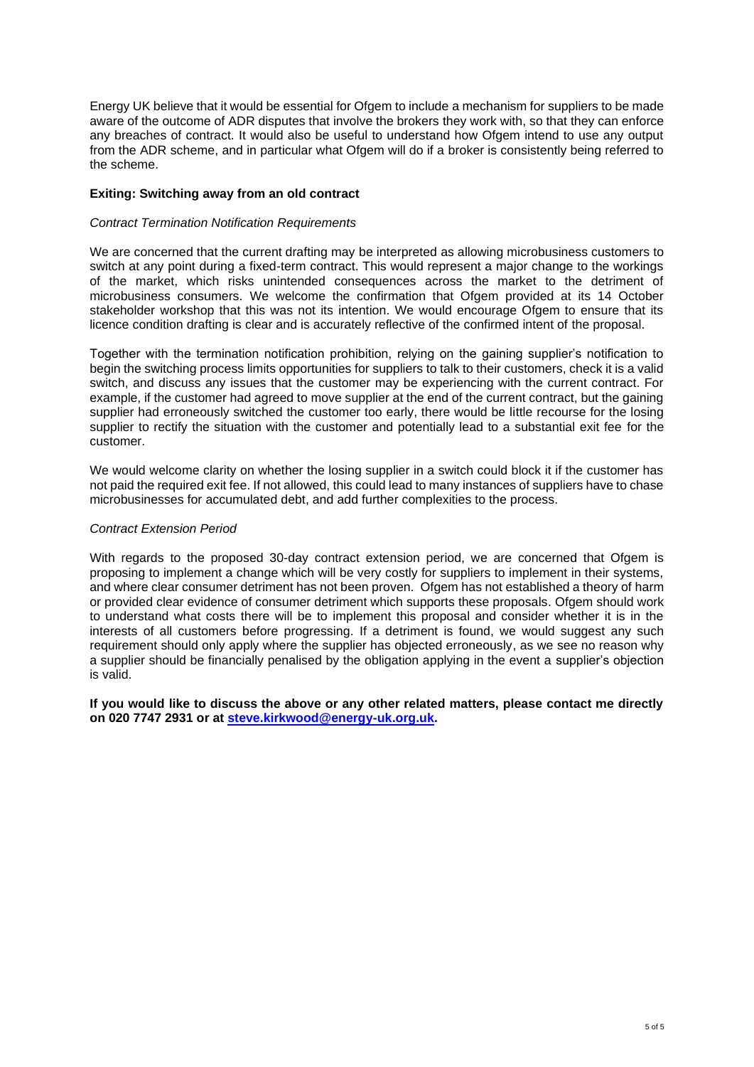Energy UK believe that it would be essential for Ofgem to include a mechanism for suppliers to be made aware of the outcome of ADR disputes that involve the brokers they work with, so that they can enforce any breaches of contract. It would also be useful to understand how Ofgem intend to use any output from the ADR scheme, and in particular what Ofgem will do if a broker is consistently being referred to the scheme.

**Exiting: Switching away from an old contract**

*Contract Termination Notification Requirements*

We are concerned that the current drafting may be interpreted as allowing microbusiness customers to switch at any point during a fixed-term contract. This would represent a major change to the workings of the market, which risks unintended consequences across the market to the detriment of microbusiness consumers. We welcome the confirmation that Ofgem provided at its 14 October stakeholder workshop that this was not its intention. We would encourage Ofgem to ensure that its licence condition drafting is clear and is accurately reflective of the confirmed intent of the proposal.

Together with the termination notification prohibition, relying on the gaining supplier's notification to begin the switching process limits opportunities for suppliers to talk to their customers, check it is a valid switch, and discuss any issues that the customer may be experiencing with the current contract. For example, if the customer had agreed to move supplier at the end of the current contract, but the gaining supplier had erroneously switched the customer too early, there would be little recourse for the losing supplier to rectify the situation with the customer and potentially lead to a substantial exit fee for the customer.

We would welcome clarity on whether the losing supplier in a switch could block it if the customer has not paid the required exit fee. If not allowed, this could lead to many instances of suppliers have to chase microbusinesses for accumulated debt, and add further complexities to the process.

*Contract Extension Period*

With regards to the proposed 30-day contract extension period, we are concerned that Ofgem is proposing to implement a change which will be very costly for suppliers to implement in their systems, and where clear consumer detriment has not been proven. Ofgem has not established a theory of harm or provided clear evidence of consumer detriment which supports these proposals. Ofgem should work to understand what costs there will be to implement this proposal and consider whether it is in the interests of all customers before progressing. If a detriment is found, we would suggest any such requirement should only apply where the supplier has objected erroneously, as we see no reason why a supplier should be financially penalised by the obligation applying in the event a supplier's objection is valid.

**If you would like to discuss the above or any other related matters, please contact me directly on 020 7747 2931 or at steve.kirkwood@energy-uk.org.uk.**